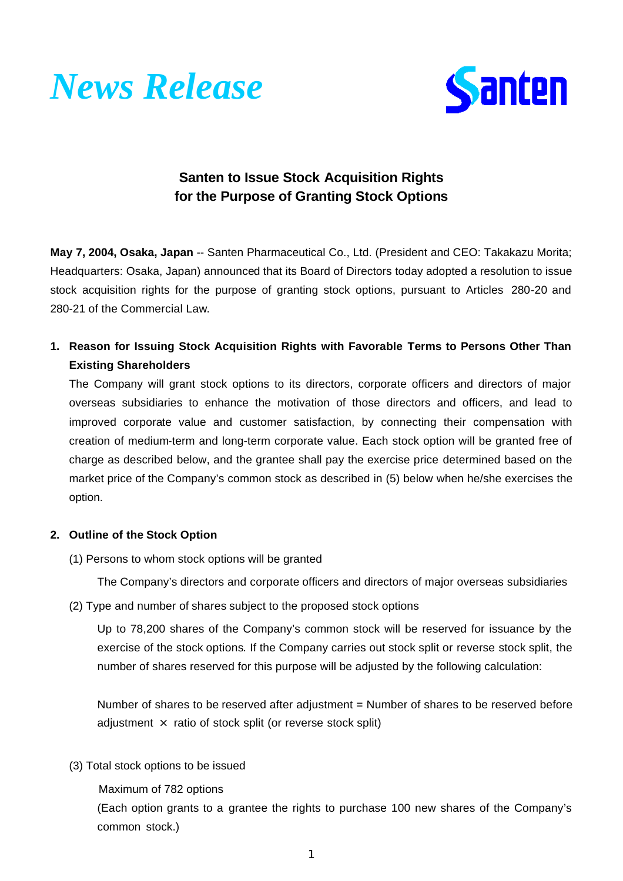*News Release*

Santen

## Santen to Issue Stock Acquisition Rights for the Purpose of Granting Stock Options

**May 7, 2004, Osaka, Japan** -- Santen Pharmaceutical Co., Ltd. (President and CEO: Takakazu Morita; Headquarters: Osaka, Japan) announced that its Board of Directors today adopted a resolution to issue stock acquisition rights for the purpose of granting stock options, pursuant to Articles 280-20 and 280-21 of the Commercial Law.

### 1. Reason for Issuing Stock Acquisition Rights with Favorable Terms to Persons Other Than Existing Shareholders

The Company will grant stock options to its directors, corporate officers and directors of major overseas subsidiaries to enhance the motivation of those directors and officers, and lead to improved corporate value and customer satisfaction, by connecting their compensation with creation of medium-term and long-term corporate value. Each stock option will be granted free of charge as described below, and the grantee shall pay the exercise price determined based on the market price of the Company's common stock as described in (5) below when he/she exercises the option.

### 2. Outline of the Stock Option

(1) Persons to whom stock options will be granted

The Company's directors and corporate officers and directors of major overseas subsidiaries

(2) Type and number of shares subject to the proposed stock options

Up to 78,200 shares of the Company's common stock will be reserved for issuance by the exercise of the stock options. If the Company carries out stock split or reverse stock split, the number of shares reserved for this purpose will be adjusted by the following calculation:

Number of shares to be reserved after adjustment = Number of shares to be reserved before adjustment × ratio of stock split (or reverse stock split)

(3) Total stock options to be issued

Maximum of 782 options

(Each option grants to a grantee the rights to purchase 100 new shares of the Company's common stock.)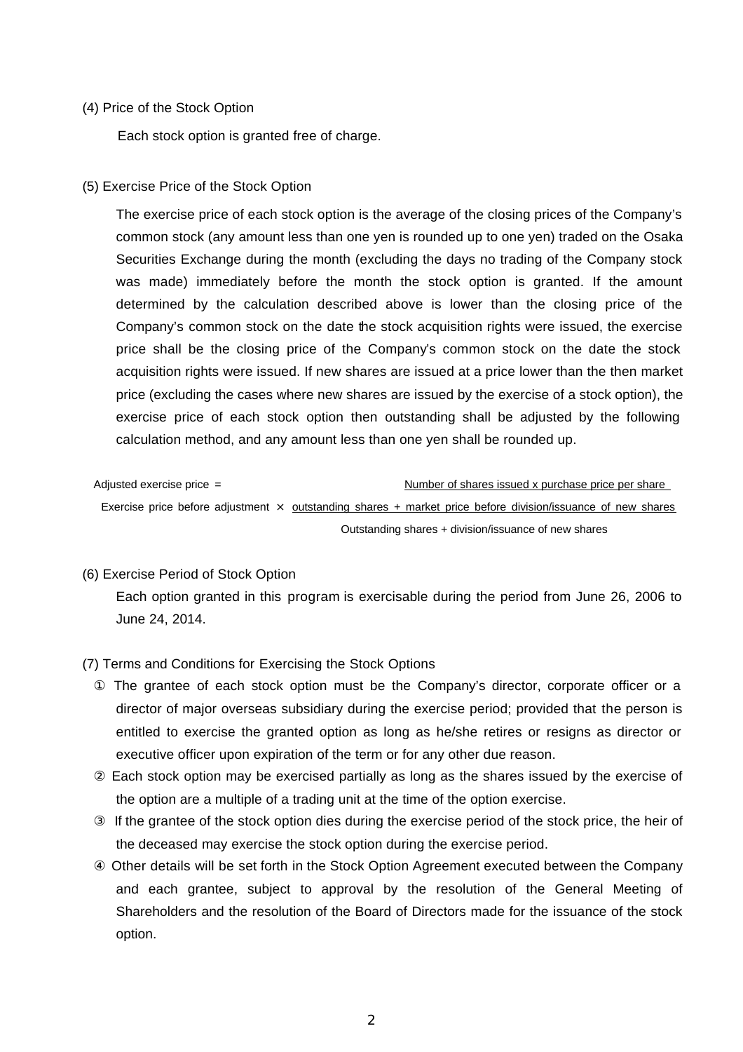(4) Price of the Stock Option

Each stock option is granted free of charge.

(5) Exercise Price of the Stock Option

The exercise price of each stock option is the average of the closing prices of the Company's common stock (any amount less than one yen is rounded up to one yen) traded on the Osaka Securities Exchange during the month (excluding the days no trading of the Company stock was made) immediately before the month the stock option is granted. If the amount determined by the calculation described above is lower than the closing price of the Company's common stock on the date the stock acquisition rights were issued, the exercise price shall be the closing price of the Company's common stock on the date the stock acquisition rights were issued. If new shares are issued at a price lower than the then market price (excluding the cases where new shares are issued by the exercise of a stock option), the exercise price of each stock option then outstanding shall be adjusted by the following calculation method, and any amount less than one yen shall be rounded up.

$$\text{Adjusted exercise price} = \text{Exercise price before adjustment} \times \frac{\text{outstanding shares} + \dfrac{\text{Number of shares issued x purchase price per share}}{\text{market price before division/issuance of new shares}}}{\text{Outstanding shares + division/issuance of new shares}}$$

(6) Exercise Period of Stock Option

Each option granted in this program is exercisable during the period from June 26, 2006 to June 24, 2014.

(7) Terms and Conditions for Exercising the Stock Options

① The grantee of each stock option must be the Company's director, corporate officer or a director of major overseas subsidiary during the exercise period; provided that the person is entitled to exercise the granted option as long as he/she retires or resigns as director or executive officer upon expiration of the term or for any other due reason.

② Each stock option may be exercised partially as long as the shares issued by the exercise of the option are a multiple of a trading unit at the time of the option exercise.

③ If the grantee of the stock option dies during the exercise period of the stock price, the heir of the deceased may exercise the stock option during the exercise period.

④ Other details will be set forth in the Stock Option Agreement executed between the Company and each grantee, subject to approval by the resolution of the General Meeting of Shareholders and the resolution of the Board of Directors made for the issuance of the stock option.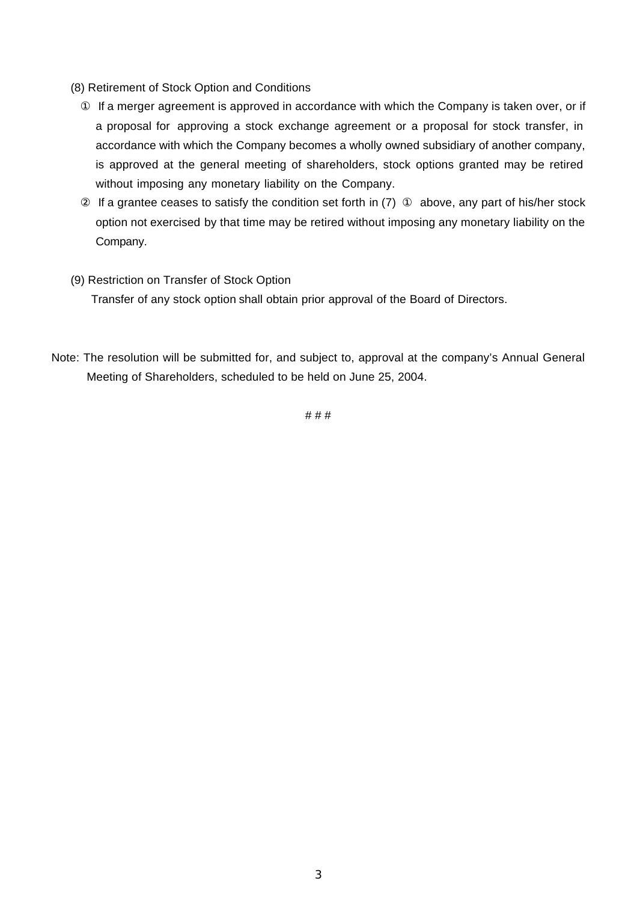(8) Retirement of Stock Option and Conditions

① If a merger agreement is approved in accordance with which the Company is taken over, or if a proposal for approving a stock exchange agreement or a proposal for stock transfer, in accordance with which the Company becomes a wholly owned subsidiary of another company, is approved at the general meeting of shareholders, stock options granted may be retired without imposing any monetary liability on the Company.

② If a grantee ceases to satisfy the condition set forth in (7) ① above, any part of his/her stock option not exercised by that time may be retired without imposing any monetary liability on the Company.

(9) Restriction on Transfer of Stock Option

Transfer of any stock option shall obtain prior approval of the Board of Directors.

Note: The resolution will be submitted for, and subject to, approval at the company's Annual General Meeting of Shareholders, scheduled to be held on June 25, 2004.

# # #